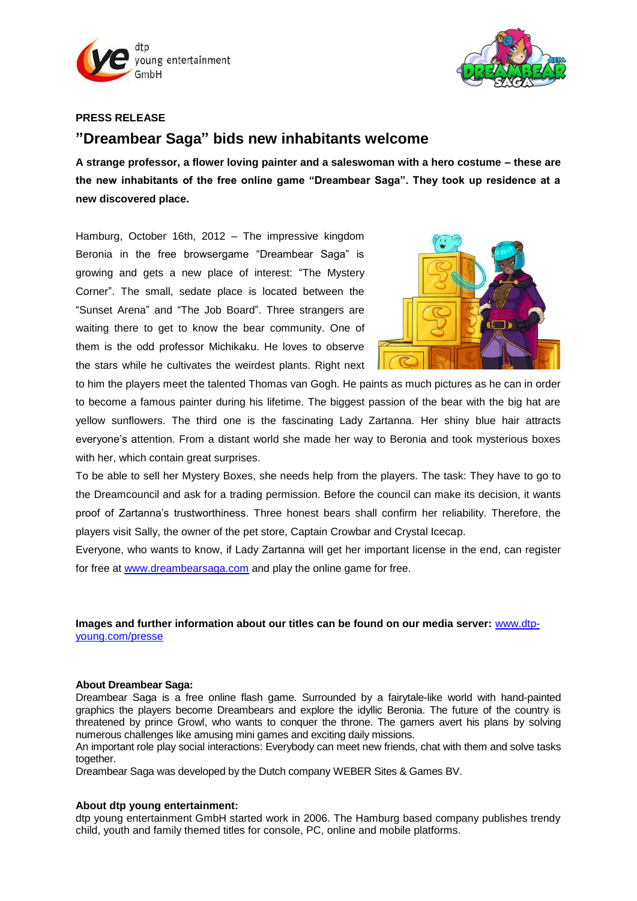**PRESS RELEASE**

# "Dreambear Saga" bids new inhabitants welcome

**A strange professor, a flower loving painter and a saleswoman with a hero costume – these are the new inhabitants of the free online game "Dreambear Saga". They took up residence at a new discovered place.**

Hamburg, October 16th, 2012 – The impressive kingdom Beronia in the free browsergame "Dreambear Saga" is growing and gets a new place of interest: "The Mystery Corner". The small, sedate place is located between the "Sunset Arena" and "The Job Board". Three strangers are waiting there to get to know the bear community. One of them is the odd professor Michikaku. He loves to observe the stars while he cultivates the weirdest plants. Right next to him the players meet the talented Thomas van Gogh. He paints as much pictures as he can in order to become a famous painter during his lifetime. The biggest passion of the bear with the big hat are yellow sunflowers. The third one is the fascinating Lady Zartanna. Her shiny blue hair attracts everyone's attention. From a distant world she made her way to Beronia and took mysterious boxes with her, which contain great surprises.

To be able to sell her Mystery Boxes, she needs help from the players. The task: They have to go to the Dreamcouncil and ask for a trading permission. Before the council can make its decision, it wants proof of Zartanna's trustworthiness. Three honest bears shall confirm her reliability. Therefore, the players visit Sally, the owner of the pet store, Captain Crowbar and Crystal Icecap.

Everyone, who wants to know, if Lady Zartanna will get her important license in the end, can register for free at [www.dreambearsaga.com](http://www.dreambearsaga.com) and play the online game for free.

**Images and further information about our titles can be found on our media server:** [www.dtp-young.com/presse](http://www.dtp-young.com/presse)

**About Dreambear Saga:**

Dreambear Saga is a free online flash game. Surrounded by a fairytale-like world with hand-painted graphics the players become Dreambears and explore the idyllic Beronia. The future of the country is threatened by prince Growl, who wants to conquer the throne. The gamers avert his plans by solving numerous challenges like amusing mini games and exciting daily missions.

An important role play social interactions: Everybody can meet new friends, chat with them and solve tasks together.

Dreambear Saga was developed by the Dutch company WEBER Sites & Games BV.

**About dtp young entertainment:**

dtp young entertainment GmbH started work in 2006. The Hamburg based company publishes trendy child, youth and family themed titles for console, PC, online and mobile platforms.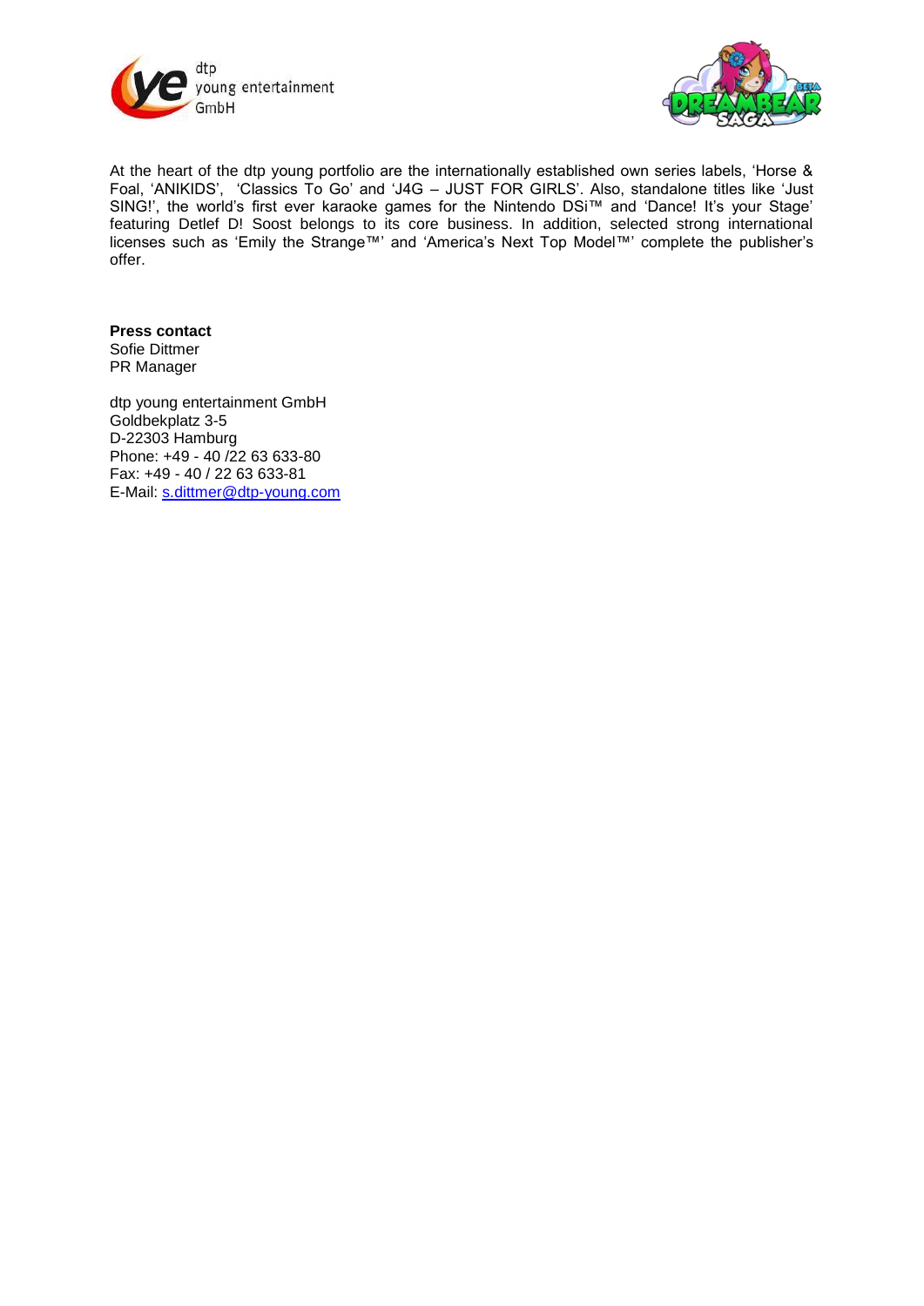At the heart of the dtp young portfolio are the internationally established own series labels, 'Horse & Foal, 'ANIKIDS', 'Classics To Go' and 'J4G – JUST FOR GIRLS'. Also, standalone titles like 'Just SING!', the world's first ever karaoke games for the Nintendo DSi™ and 'Dance! It's your Stage' featuring Detlef D! Soost belongs to its core business. In addition, selected strong international licenses such as 'Emily the Strange™' and 'America's Next Top Model™' complete the publisher's offer.

**Press contact**
Sofie Dittmer
PR Manager

dtp young entertainment GmbH
Goldbekplatz 3-5
D-22303 Hamburg
Phone: +49 - 40 /22 63 633-80
Fax: +49 - 40 / 22 63 633-81
E-Mail: s.dittmer@dtp-young.com